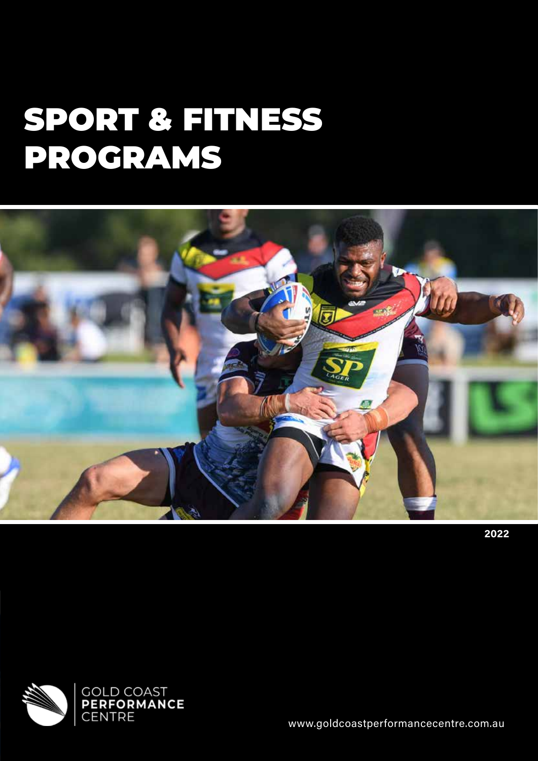# SPORT & FITNESS PROGRAMS

2022

GOLD COAST
**PERFORMANCE**
CENTRE

www.goldcoastperformancecentre.com.au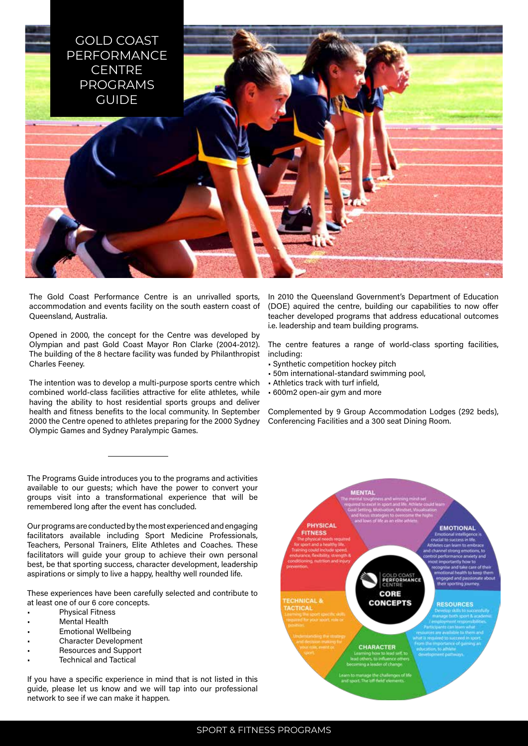# GOLD COAST PERFORMANCE CENTRE PROGRAMS GUIDE

The Gold Coast Performance Centre is an unrivalled sports, accommodation and events facility on the south eastern coast of Queensland, Australia.

Opened in 2000, the concept for the Centre was developed by Olympian and past Gold Coast Mayor Ron Clarke (2004-2012). The building of the 8 hectare facility was funded by Philanthropist Charles Feeney.

The intention was to develop a multi-purpose sports centre which combined world-class facilities attractive for elite athletes, while having the ability to host residential sports groups and deliver health and fitness benefits to the local community. In September 2000 the Centre opened to athletes preparing for the 2000 Sydney Olympic Games and Sydney Paralympic Games.

In 2010 the Queensland Government's Department of Education (DOE) aquired the centre, building our capabilities to now offer teacher developed programs that address educational outcomes i.e. leadership and team building programs.

The centre features a range of world-class sporting facilities, including:

- Synthetic competition hockey pitch
- 50m international-standard swimming pool,
- Athletics track with turf infield,
- 600m2 open-air gym and more

Complemented by 9 Group Accommodation Lodges (292 beds), Conferencing Facilities and a 300 seat Dining Room.

The Programs Guide introduces you to the programs and activities available to our guests; which have the power to convert your groups visit into a transformational experience that will be remembered long after the event has concluded.

Our programs are conducted by the most experienced and engaging facilitators available including Sport Medicine Professionals, Teachers, Personal Trainers, Elite Athletes and Coaches. These facilitators will guide your group to achieve their own personal best, be that sporting success, character development, leadership aspirations or simply to live a happy, healthy well rounded life.

These experiences have been carefully selected and contribute to at least one of our 6 core concepts.

- Physical Fitness
- Mental Health
- Emotional Wellbeing
- Character Development
- Resources and Support
- Technical and Tactical

If you have a specific experience in mind that is not listed in this guide, please let us know and we will tap into our professional network to see if we can make it happen.

**GOLD COAST PERFORMANCE CENTRE CORE CONCEPTS**

**MENTAL** – The mental toughness and winning mind-set required to excel in sport and life. Athlete could learn Goal Setting, Motivation, Mindset, Visualisation and focus strategies to overcome the highs and lows of life as an elite athlete.

**EMOTIONAL** – Emotional intelligence is crucial to success in life. Athletes can learn to embrace and channel strong emotions, to control performance anxiety and most importantly how to recognise and take care of their emotional health to keep them engaged and passionate about their sporting journey.

**RESOURCES** – Develop skills to successfully manage both sport & academic / employment responsibilities. Participants can learn what resources are available to them and what is required to succeed in sport. From the importance of gaining an education, to athlete development pathways.

**CHARACTER** – Learning how to lead self, to lead others, to influence others becoming a leader of change. Learn to manage the challenges of life and sport. The 'off-field' elements.

**TECHNICAL & TACTICAL** – Learning the sport specific skills required for your sport, role or position. Understanding the strategy and decision making for your role, event or sport.

**PHYSICAL FITNESS** – The physical needs required for sport and a healthy life. Training could include speed, endurance, flexibility, strength & conditioning, nutrition and injury prevention.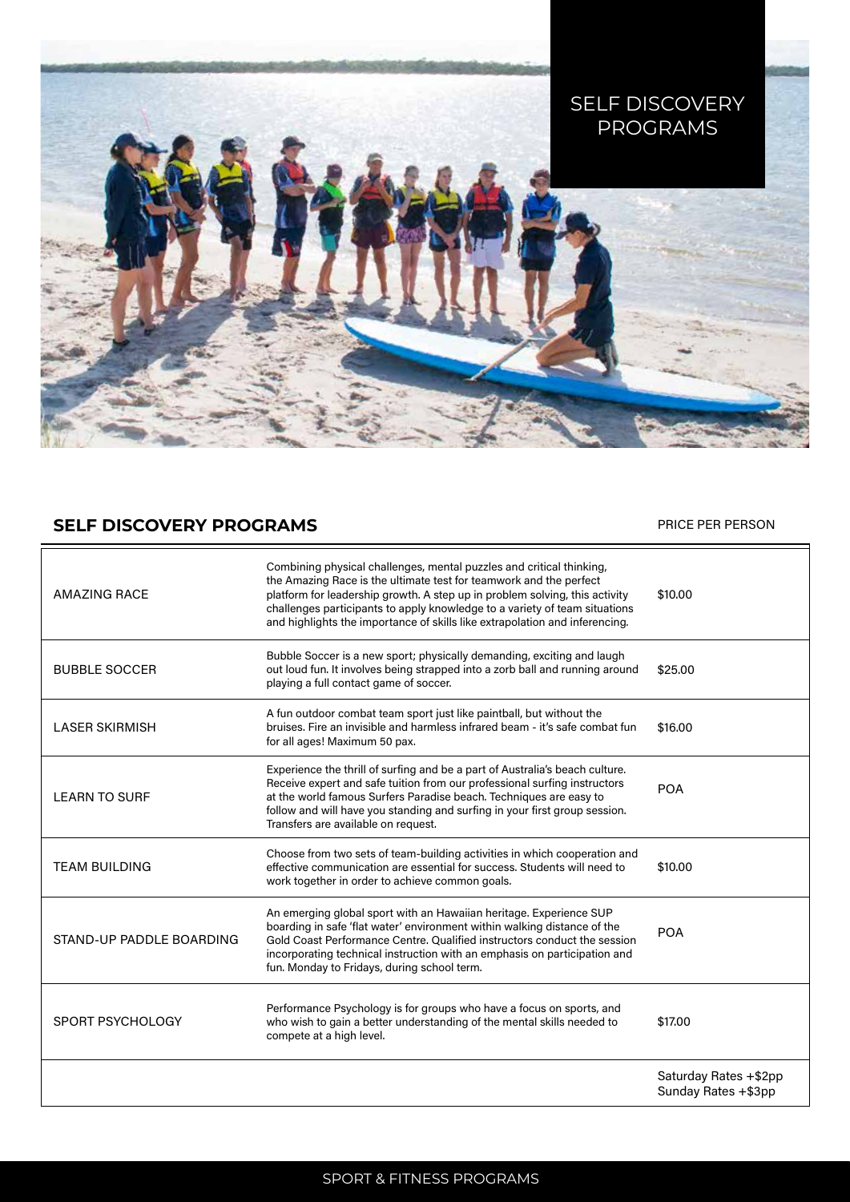# SELF DISCOVERY PROGRAMS

## SELF DISCOVERY PROGRAMS

| | | PRICE PER PERSON |
|---|---|---|
| AMAZING RACE | Combining physical challenges, mental puzzles and critical thinking, the Amazing Race is the ultimate test for teamwork and the perfect platform for leadership growth. A step up in problem solving, this activity challenges participants to apply knowledge to a variety of team situations and highlights the importance of skills like extrapolation and inferencing. | $10.00 |
| BUBBLE SOCCER | Bubble Soccer is a new sport; physically demanding, exciting and laugh out loud fun. It involves being strapped into a zorb ball and running around playing a full contact game of soccer. | $25.00 |
| LASER SKIRMISH | A fun outdoor combat team sport just like paintball, but without the bruises. Fire an invisible and harmless infrared beam - it's safe combat fun for all ages! Maximum 50 pax. | $16.00 |
| LEARN TO SURF | Experience the thrill of surfing and be a part of Australia's beach culture. Receive expert and safe tuition from our professional surfing instructors at the world famous Surfers Paradise beach. Techniques are easy to follow and will have you standing and surfing in your first group session. Transfers are available on request. | POA |
| TEAM BUILDING | Choose from two sets of team-building activities in which cooperation and effective communication are essential for success. Students will need to work together in order to achieve common goals. | $10.00 |
| STAND-UP PADDLE BOARDING | An emerging global sport with an Hawaiian heritage. Experience SUP boarding in safe 'flat water' environment within walking distance of the Gold Coast Performance Centre. Qualified instructors conduct the session incorporating technical instruction with an emphasis on participation and fun. Monday to Fridays, during school term. | POA |
| SPORT PSYCHOLOGY | Performance Psychology is for groups who have a focus on sports, and who wish to gain a better understanding of the mental skills needed to compete at a high level. | $17.00 |
| | | Saturday Rates +$2pp<br>Sunday Rates +$3pp |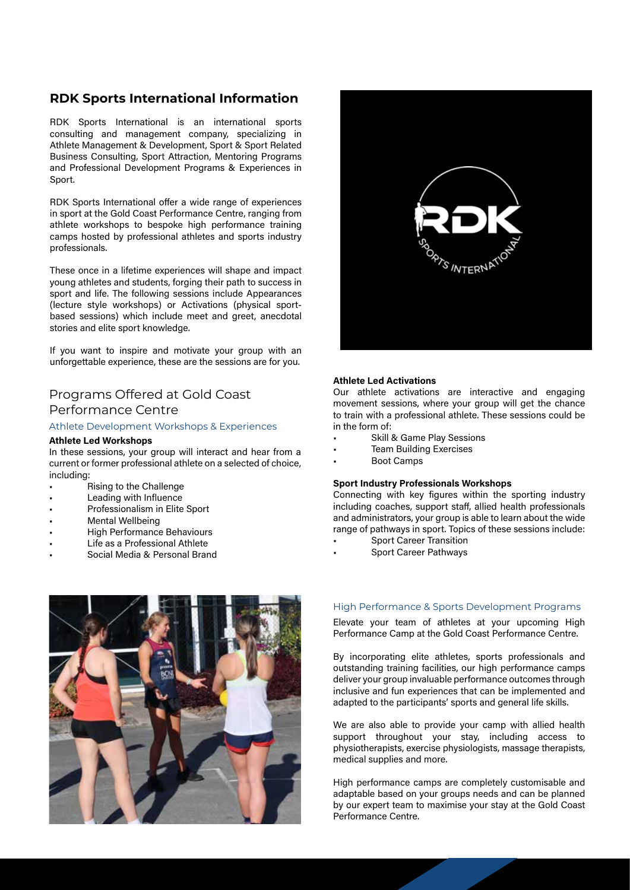## RDK Sports International Information

RDK Sports International is an international sports consulting and management company, specializing in Athlete Management & Development, Sport & Sport Related Business Consulting, Sport Attraction, Mentoring Programs and Professional Development Programs & Experiences in Sport.

RDK Sports International offer a wide range of experiences in sport at the Gold Coast Performance Centre, ranging from athlete workshops to bespoke high performance training camps hosted by professional athletes and sports industry professionals.

These once in a lifetime experiences will shape and impact young athletes and students, forging their path to success in sport and life. The following sessions include Appearances (lecture style workshops) or Activations (physical sport-based sessions) which include meet and greet, anecdotal stories and elite sport knowledge.

If you want to inspire and motivate your group with an unforgettable experience, these are the sessions are for you.

## Programs Offered at Gold Coast Performance Centre

### Athlete Development Workshops & Experiences

**Athlete Led Workshops**

In these sessions, your group will interact and hear from a current or former professional athlete on a selected of choice, including:

- Rising to the Challenge
- Leading with Influence
- Professionalism in Elite Sport
- Mental Wellbeing
- High Performance Behaviours
- Life as a Professional Athlete
- Social Media & Personal Brand

**Athlete Led Activations**

Our athlete activations are interactive and engaging movement sessions, where your group will get the chance to train with a professional athlete. These sessions could be in the form of:

- Skill & Game Play Sessions
- Team Building Exercises
- Boot Camps

**Sport Industry Professionals Workshops**

Connecting with key figures within the sporting industry including coaches, support staff, allied health professionals and administrators, your group is able to learn about the wide range of pathways in sport. Topics of these sessions include:

- Sport Career Transition
- Sport Career Pathways

### High Performance & Sports Development Programs

Elevate your team of athletes at your upcoming High Performance Camp at the Gold Coast Performance Centre.

By incorporating elite athletes, sports professionals and outstanding training facilities, our high performance camps deliver your group invaluable performance outcomes through inclusive and fun experiences that can be implemented and adapted to the participants' sports and general life skills.

We are also able to provide your camp with allied health support throughout your stay, including access to physiotherapists, exercise physiologists, massage therapists, medical supplies and more.

High performance camps are completely customisable and adaptable based on your groups needs and can be planned by our expert team to maximise your stay at the Gold Coast Performance Centre.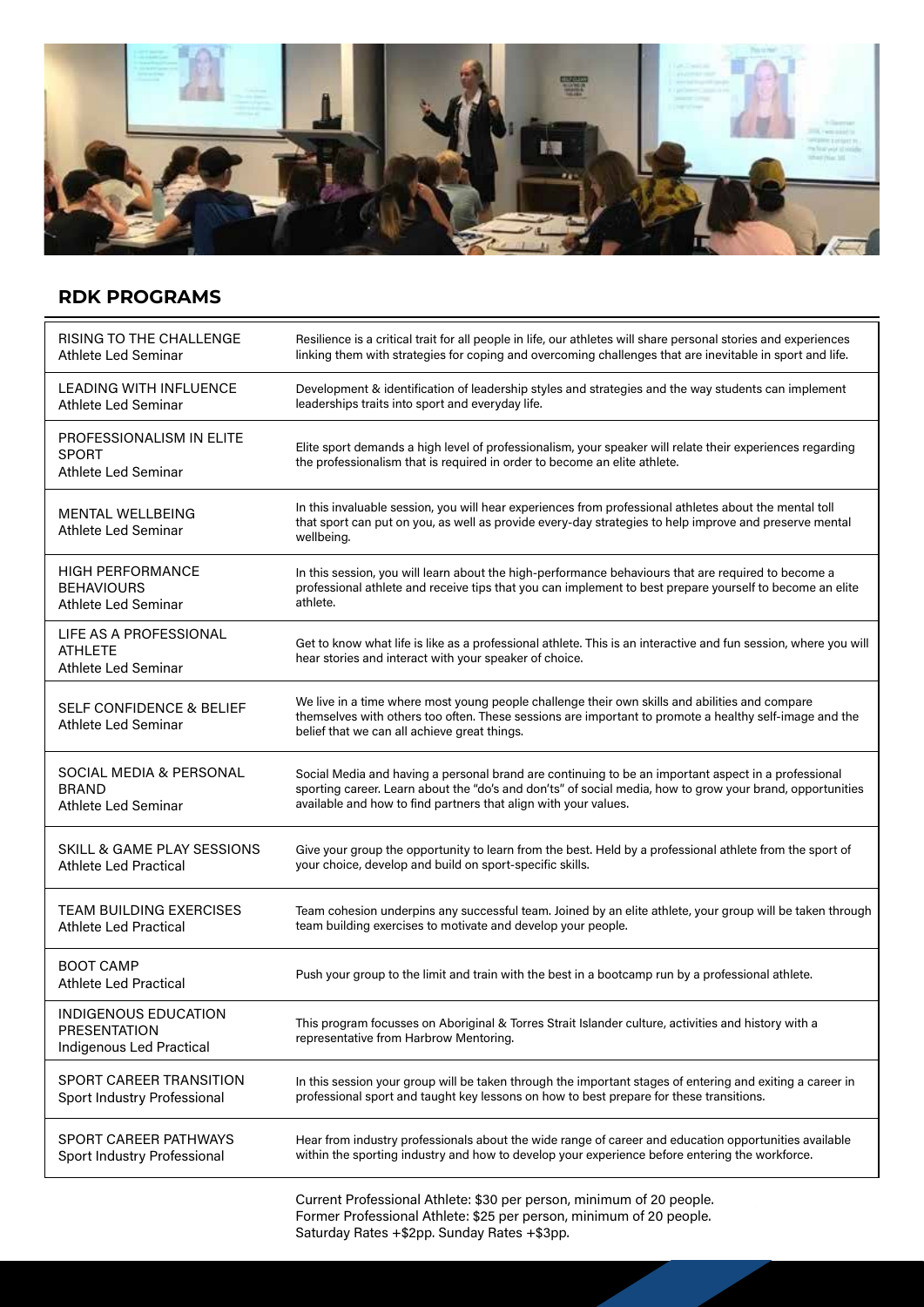## RDK PROGRAMS

| Program | Description |
| --- | --- |
| RISING TO THE CHALLENGE<br>Athlete Led Seminar | Resilience is a critical trait for all people in life, our athletes will share personal stories and experiences linking them with strategies for coping and overcoming challenges that are inevitable in sport and life. |
| LEADING WITH INFLUENCE<br>Athlete Led Seminar | Development & identification of leadership styles and strategies and the way students can implement leaderships traits into sport and everyday life. |
| PROFESSIONALISM IN ELITE SPORT<br>Athlete Led Seminar | Elite sport demands a high level of professionalism, your speaker will relate their experiences regarding the professionalism that is required in order to become an elite athlete. |
| MENTAL WELLBEING<br>Athlete Led Seminar | In this invaluable session, you will hear experiences from professional athletes about the mental toll that sport can put on you, as well as provide every-day strategies to help improve and preserve mental wellbeing. |
| HIGH PERFORMANCE BEHAVIOURS<br>Athlete Led Seminar | In this session, you will learn about the high-performance behaviours that are required to become a professional athlete and receive tips that you can implement to best prepare yourself to become an elite athlete. |
| LIFE AS A PROFESSIONAL ATHLETE<br>Athlete Led Seminar | Get to know what life is like as a professional athlete. This is an interactive and fun session, where you will hear stories and interact with your speaker of choice. |
| SELF CONFIDENCE & BELIEF<br>Athlete Led Seminar | We live in a time where most young people challenge their own skills and abilities and compare themselves with others too often. These sessions are important to promote a healthy self-image and the belief that we can all achieve great things. |
| SOCIAL MEDIA & PERSONAL BRAND<br>Athlete Led Seminar | Social Media and having a personal brand are continuing to be an important aspect in a professional sporting career. Learn about the "do's and don'ts" of social media, how to grow your brand, opportunities available and how to find partners that align with your values. |
| SKILL & GAME PLAY SESSIONS<br>Athlete Led Practical | Give your group the opportunity to learn from the best. Held by a professional athlete from the sport of your choice, develop and build on sport-specific skills. |
| TEAM BUILDING EXERCISES<br>Athlete Led Practical | Team cohesion underpins any successful team. Joined by an elite athlete, your group will be taken through team building exercises to motivate and develop your people. |
| BOOT CAMP<br>Athlete Led Practical | Push your group to the limit and train with the best in a bootcamp run by a professional athlete. |
| INDIGENOUS EDUCATION PRESENTATION<br>Indigenous Led Practical | This program focusses on Aboriginal & Torres Strait Islander culture, activities and history with a representative from Harbrow Mentoring. |
| SPORT CAREER TRANSITION<br>Sport Industry Professional | In this session your group will be taken through the important stages of entering and exiting a career in professional sport and taught key lessons on how to best prepare for these transitions. |
| SPORT CAREER PATHWAYS<br>Sport Industry Professional | Hear from industry professionals about the wide range of career and education opportunities available within the sporting industry and how to develop your experience before entering the workforce. |

Current Professional Athlete: $30 per person, minimum of 20 people.
Former Professional Athlete: $25 per person, minimum of 20 people.
Saturday Rates +$2pp. Sunday Rates +$3pp.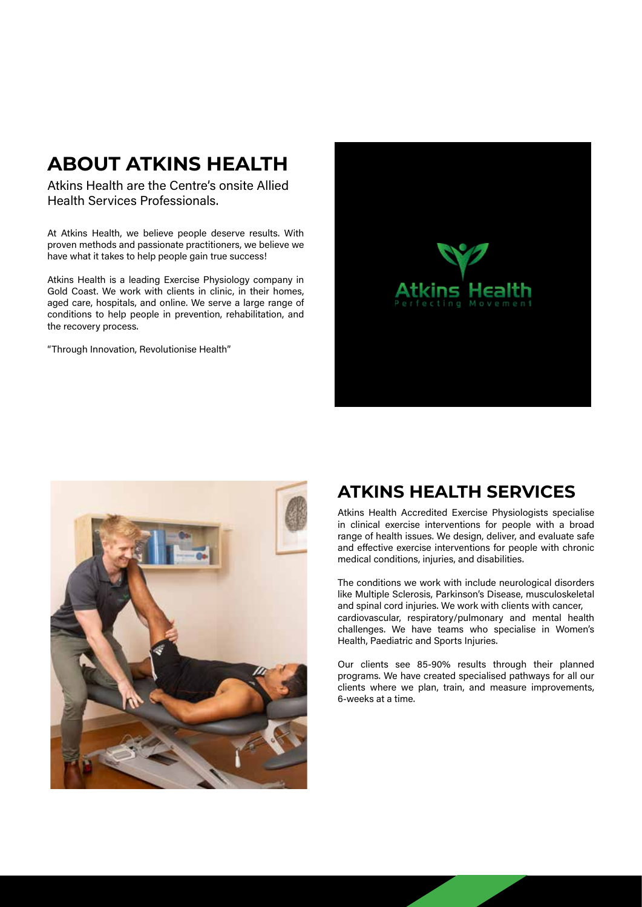# ABOUT ATKINS HEALTH

Atkins Health are the Centre's onsite Allied Health Services Professionals.

At Atkins Health, we believe people deserve results. With proven methods and passionate practitioners, we believe we have what it takes to help people gain true success!

Atkins Health is a leading Exercise Physiology company in Gold Coast. We work with clients in clinic, in their homes, aged care, hospitals, and online. We serve a large range of conditions to help people in prevention, rehabilitation, and the recovery process.

"Through Innovation, Revolutionise Health"

# ATKINS HEALTH SERVICES

Atkins Health Accredited Exercise Physiologists specialise in clinical exercise interventions for people with a broad range of health issues. We design, deliver, and evaluate safe and effective exercise interventions for people with chronic medical conditions, injuries, and disabilities.

The conditions we work with include neurological disorders like Multiple Sclerosis, Parkinson's Disease, musculoskeletal and spinal cord injuries. We work with clients with cancer, cardiovascular, respiratory/pulmonary and mental health challenges. We have teams who specialise in Women's Health, Paediatric and Sports Injuries.

Our clients see 85-90% results through their planned programs. We have created specialised pathways for all our clients where we plan, train, and measure improvements, 6-weeks at a time.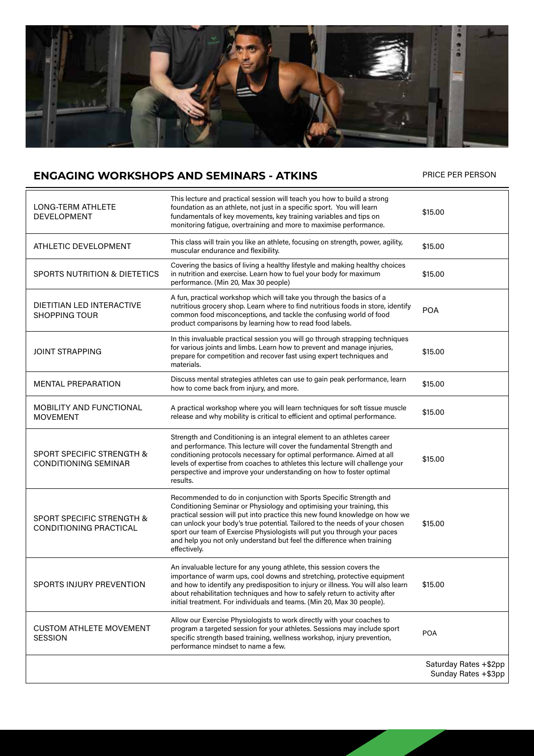## ENGAGING WORKSHOPS AND SEMINARS - ATKINS

| | | PRICE PER PERSON |
|---|---|---|
| LONG-TERM ATHLETE DEVELOPMENT | This lecture and practical session will teach you how to build a strong foundation as an athlete, not just in a specific sport. You will learn fundamentals of key movements, key training variables and tips on monitoring fatigue, overtraining and more to maximise performance. | $15.00 |
| ATHLETIC DEVELOPMENT | This class will train you like an athlete, focusing on strength, power, agility, muscular endurance and flexibility. | $15.00 |
| SPORTS NUTRITION & DIETETICS | Covering the basics of living a healthy lifestyle and making healthy choices in nutrition and exercise. Learn how to fuel your body for maximum performance. (Min 20, Max 30 people) | $15.00 |
| DIETITIAN LED INTERACTIVE SHOPPING TOUR | A fun, practical workshop which will take you through the basics of a nutritious grocery shop. Learn where to find nutritious foods in store, identify common food misconceptions, and tackle the confusing world of food product comparisons by learning how to read food labels. | POA |
| JOINT STRAPPING | In this invaluable practical session you will go through strapping techniques for various joints and limbs. Learn how to prevent and manage injuries, prepare for competition and recover fast using expert techniques and materials. | $15.00 |
| MENTAL PREPARATION | Discuss mental strategies athletes can use to gain peak performance, learn how to come back from injury, and more. | $15.00 |
| MOBILITY AND FUNCTIONAL MOVEMENT | A practical workshop where you will learn techniques for soft tissue muscle release and why mobility is critical to efficient and optimal performance. | $15.00 |
| SPORT SPECIFIC STRENGTH & CONDITIONING SEMINAR | Strength and Conditioning is an integral element to an athletes career and performance. This lecture will cover the fundamental Strength and conditioning protocols necessary for optimal performance. Aimed at all levels of expertise from coaches to athletes this lecture will challenge your perspective and improve your understanding on how to foster optimal results. | $15.00 |
| SPORT SPECIFIC STRENGTH & CONDITIONING PRACTICAL | Recommended to do in conjunction with Sports Specific Strength and Conditioning Seminar or Physiology and optimising your training, this practical session will put into practice this new found knowledge on how we can unlock your body's true potential. Tailored to the needs of your chosen sport our team of Exercise Physiologists will put you through your paces and help you not only understand but feel the difference when training effectively. | $15.00 |
| SPORTS INJURY PREVENTION | An invaluable lecture for any young athlete, this session covers the importance of warm ups, cool downs and stretching, protective equipment and how to identify any predisposition to injury or illness. You will also learn about rehabilitation techniques and how to safely return to activity after initial treatment. For individuals and teams. (Min 20, Max 30 people). | $15.00 |
| CUSTOM ATHLETE MOVEMENT SESSION | Allow our Exercise Physiologists to work directly with your coaches to program a targeted session for your athletes. Sessions may include sport specific strength based training, wellness workshop, injury prevention, performance mindset to name a few. | POA |
| | | Saturday Rates +$2pp<br>Sunday Rates +$3pp |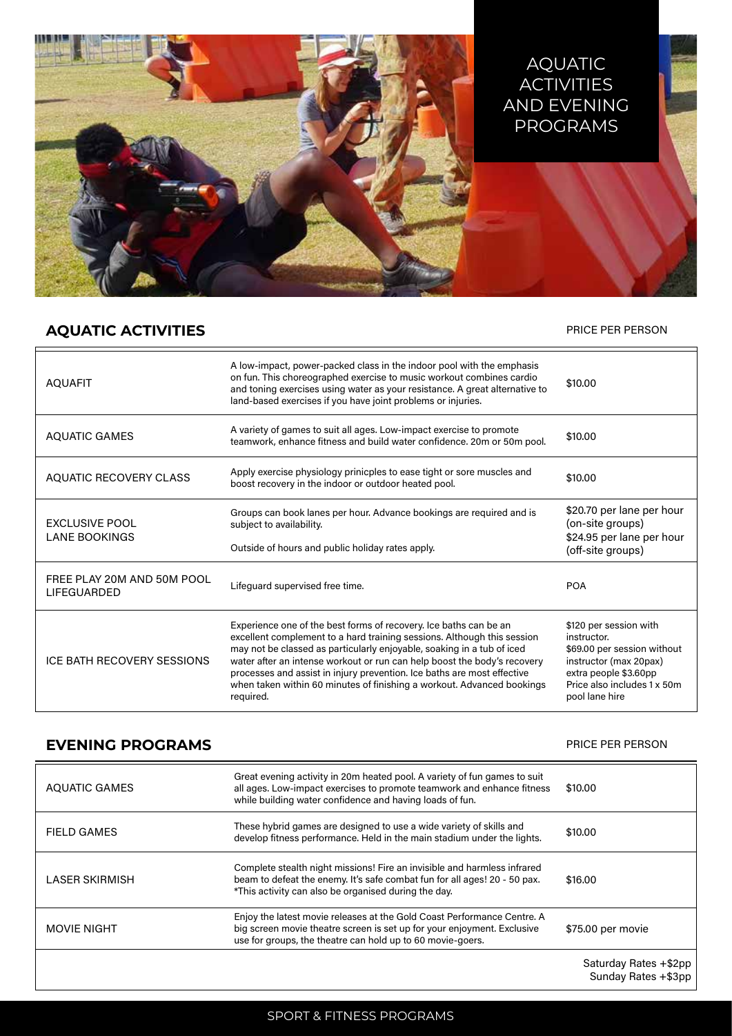# AQUATIC ACTIVITIES AND EVENING PROGRAMS

## AQUATIC ACTIVITIES

| | | PRICE PER PERSON |
|---|---|---|
| AQUAFIT | A low-impact, power-packed class in the indoor pool with the emphasis on fun. This choreographed exercise to music workout combines cardio and toning exercises using water as your resistance. A great alternative to land-based exercises if you have joint problems or injuries. | $10.00 |
| AQUATIC GAMES | A variety of games to suit all ages. Low-impact exercise to promote teamwork, enhance fitness and build water confidence. 20m or 50m pool. | $10.00 |
| AQUATIC RECOVERY CLASS | Apply exercise physiology prinicples to ease tight or sore muscles and boost recovery in the indoor or outdoor heated pool. | $10.00 |
| EXCLUSIVE POOL LANE BOOKINGS | Groups can book lanes per hour. Advance bookings are required and is subject to availability. Outside of hours and public holiday rates apply. | $20.70 per lane per hour (on-site groups) $24.95 per lane per hour (off-site groups) |
| FREE PLAY 20M AND 50M POOL LIFEGUARDED | Lifeguard supervised free time. | POA |
| ICE BATH RECOVERY SESSIONS | Experience one of the best forms of recovery. Ice baths can be an excellent complement to a hard training sessions. Although this session may not be classed as particularly enjoyable, soaking in a tub of iced water after an intense workout or run can help boost the body's recovery processes and assist in injury prevention. Ice baths are most effective when taken within 60 minutes of finishing a workout. Advanced bookings required. | $120 per session with instructor. $69.00 per session without instructor (max 20pax) extra people $3.60pp Price also includes 1 x 50m pool lane hire |

## EVENING PROGRAMS

| | | PRICE PER PERSON |
|---|---|---|
| AQUATIC GAMES | Great evening activity in 20m heated pool. A variety of fun games to suit all ages. Low-impact exercises to promote teamwork and enhance fitness while building water confidence and having loads of fun. | $10.00 |
| FIELD GAMES | These hybrid games are designed to use a wide variety of skills and develop fitness performance. Held in the main stadium under the lights. | $10.00 |
| LASER SKIRMISH | Complete stealth night missions! Fire an invisible and harmless infrared beam to defeat the enemy. It's safe combat fun for all ages! 20 - 50 pax. *This activity can also be organised during the day. | $16.00 |
| MOVIE NIGHT | Enjoy the latest movie releases at the Gold Coast Performance Centre. A big screen movie theatre screen is set up for your enjoyment. Exclusive use for groups, the theatre can hold up to 60 movie-goers. | $75.00 per movie |
| | | Saturday Rates +$2pp Sunday Rates +$3pp |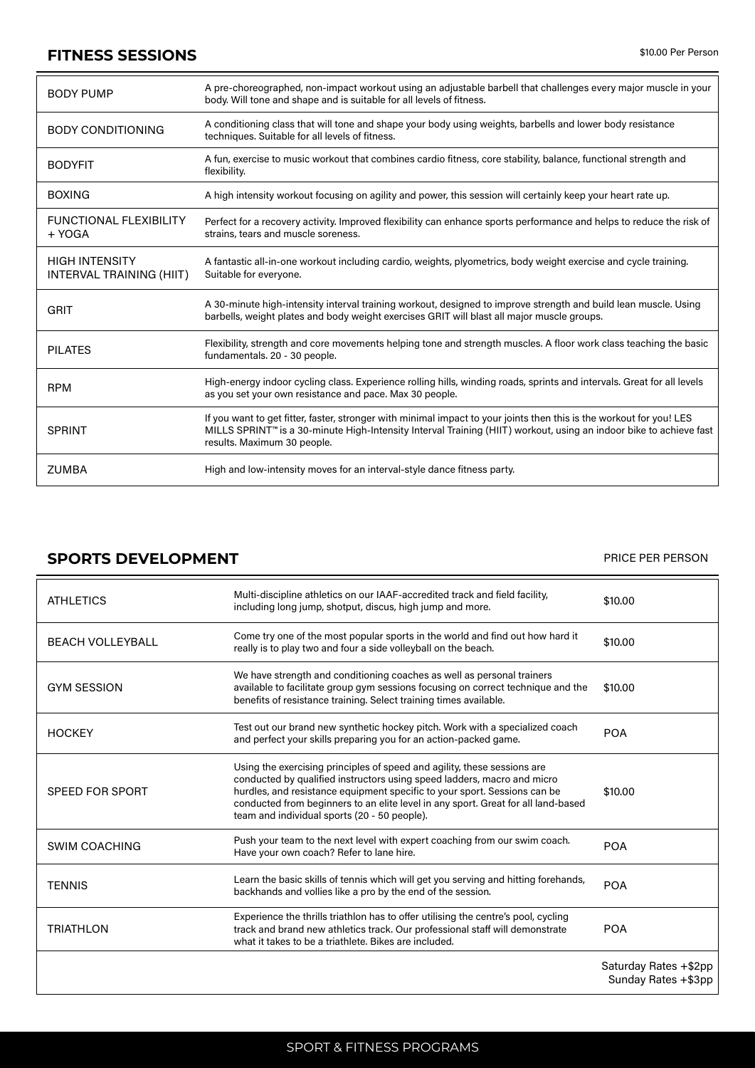## FITNESS SESSIONS

$10.00 Per Person

| | |
|---|---|
| BODY PUMP | A pre-choreographed, non-impact workout using an adjustable barbell that challenges every major muscle in your body. Will tone and shape and is suitable for all levels of fitness. |
| BODY CONDITIONING | A conditioning class that will tone and shape your body using weights, barbells and lower body resistance techniques. Suitable for all levels of fitness. |
| BODYFIT | A fun, exercise to music workout that combines cardio fitness, core stability, balance, functional strength and flexibility. |
| BOXING | A high intensity workout focusing on agility and power, this session will certainly keep your heart rate up. |
| FUNCTIONAL FLEXIBILITY + YOGA | Perfect for a recovery activity. Improved flexibility can enhance sports performance and helps to reduce the risk of strains, tears and muscle soreness. |
| HIGH INTENSITY INTERVAL TRAINING (HIIT) | A fantastic all-in-one workout including cardio, weights, plyometrics, body weight exercise and cycle training. Suitable for everyone. |
| GRIT | A 30-minute high-intensity interval training workout, designed to improve strength and build lean muscle. Using barbells, weight plates and body weight exercises GRIT will blast all major muscle groups. |
| PILATES | Flexibility, strength and core movements helping tone and strength muscles. A floor work class teaching the basic fundamentals. 20 - 30 people. |
| RPM | High-energy indoor cycling class. Experience rolling hills, winding roads, sprints and intervals. Great for all levels as you set your own resistance and pace. Max 30 people. |
| SPRINT | If you want to get fitter, faster, stronger with minimal impact to your joints then this is the workout for you! LES MILLS SPRINT™ is a 30-minute High-Intensity Interval Training (HIIT) workout, using an indoor bike to achieve fast results. Maximum 30 people. |
| ZUMBA | High and low-intensity moves for an interval-style dance fitness party. |

## SPORTS DEVELOPMENT

| | | PRICE PER PERSON |
|---|---|---|
| ATHLETICS | Multi-discipline athletics on our IAAF-accredited track and field facility, including long jump, shotput, discus, high jump and more. | $10.00 |
| BEACH VOLLEYBALL | Come try one of the most popular sports in the world and find out how hard it really is to play two and four a side volleyball on the beach. | $10.00 |
| GYM SESSION | We have strength and conditioning coaches as well as personal trainers available to facilitate group gym sessions focusing on correct technique and the benefits of resistance training. Select training times available. | $10.00 |
| HOCKEY | Test out our brand new synthetic hockey pitch. Work with a specialized coach and perfect your skills preparing you for an action-packed game. | POA |
| SPEED FOR SPORT | Using the exercising principles of speed and agility, these sessions are conducted by qualified instructors using speed ladders, macro and micro hurdles, and resistance equipment specific to your sport. Sessions can be conducted from beginners to an elite level in any sport. Great for all land-based team and individual sports (20 - 50 people). | $10.00 |
| SWIM COACHING | Push your team to the next level with expert coaching from our swim coach. Have your own coach? Refer to lane hire. | POA |
| TENNIS | Learn the basic skills of tennis which will get you serving and hitting forehands, backhands and vollies like a pro by the end of the session. | POA |
| TRIATHLON | Experience the thrills triathlon has to offer utilising the centre's pool, cycling track and brand new athletics track. Our professional staff will demonstrate what it takes to be a triathlete. Bikes are included. | POA |
| | | Saturday Rates +$2pp<br>Sunday Rates +$3pp |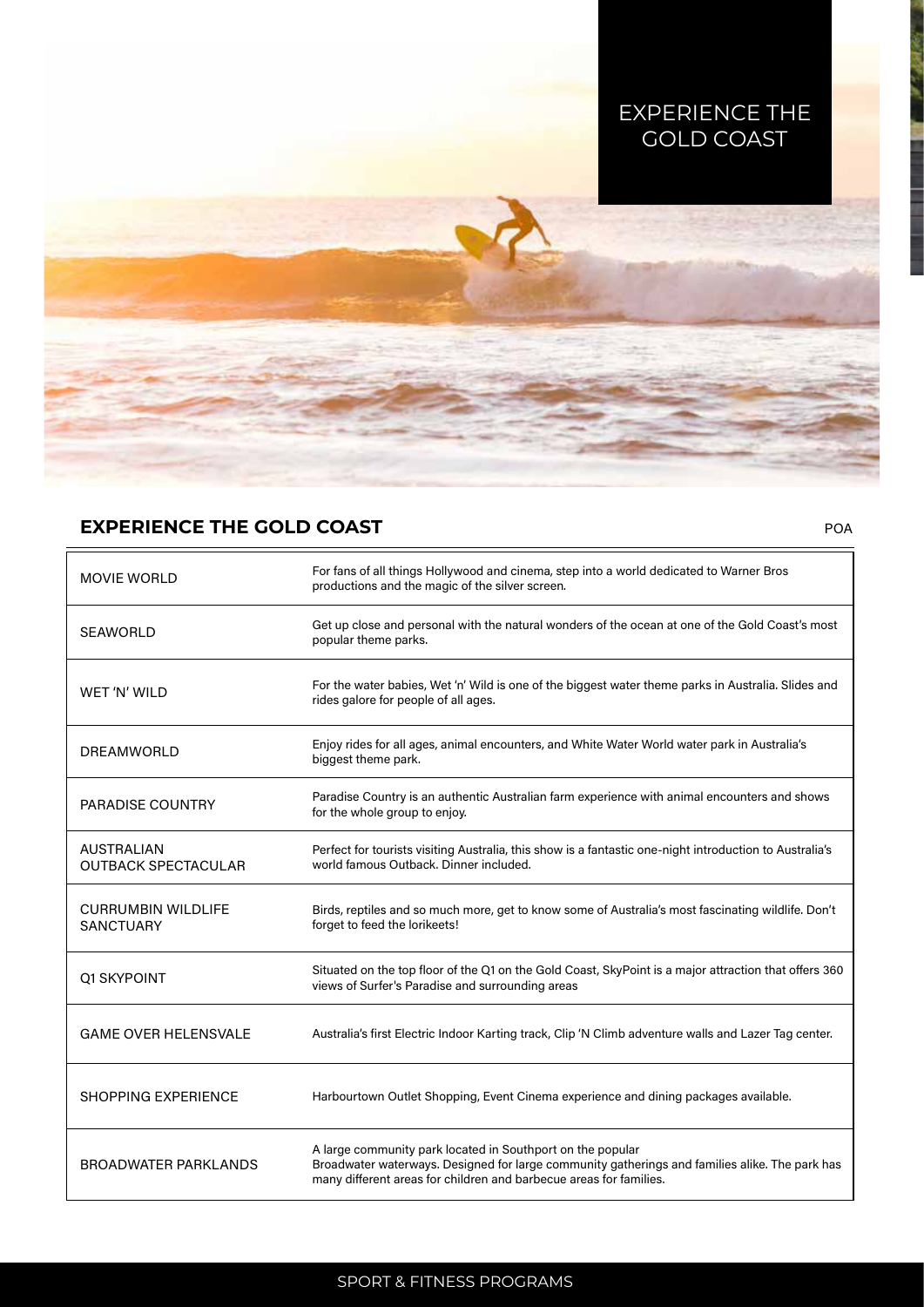# EXPERIENCE THE GOLD COAST

## EXPERIENCE THE GOLD COAST

POA

| | |
|---|---|
| MOVIE WORLD | For fans of all things Hollywood and cinema, step into a world dedicated to Warner Bros productions and the magic of the silver screen. |
| SEAWORLD | Get up close and personal with the natural wonders of the ocean at one of the Gold Coast's most popular theme parks. |
| WET 'N' WILD | For the water babies, Wet 'n' Wild is one of the biggest water theme parks in Australia. Slides and rides galore for people of all ages. |
| DREAMWORLD | Enjoy rides for all ages, animal encounters, and White Water World water park in Australia's biggest theme park. |
| PARADISE COUNTRY | Paradise Country is an authentic Australian farm experience with animal encounters and shows for the whole group to enjoy. |
| AUSTRALIAN OUTBACK SPECTACULAR | Perfect for tourists visiting Australia, this show is a fantastic one-night introduction to Australia's world famous Outback. Dinner included. |
| CURRUMBIN WILDLIFE SANCTUARY | Birds, reptiles and so much more, get to know some of Australia's most fascinating wildlife. Don't forget to feed the lorikeets! |
| Q1 SKYPOINT | Situated on the top floor of the Q1 on the Gold Coast, SkyPoint is a major attraction that offers 360 views of Surfer's Paradise and surrounding areas |
| GAME OVER HELENSVALE | Australia's first Electric Indoor Karting track, Clip 'N Climb adventure walls and Lazer Tag center. |
| SHOPPING EXPERIENCE | Harbourtown Outlet Shopping, Event Cinema experience and dining packages available. |
| BROADWATER PARKLANDS | A large community park located in Southport on the popular Broadwater waterways. Designed for large community gatherings and families alike. The park has many different areas for children and barbecue areas for families. |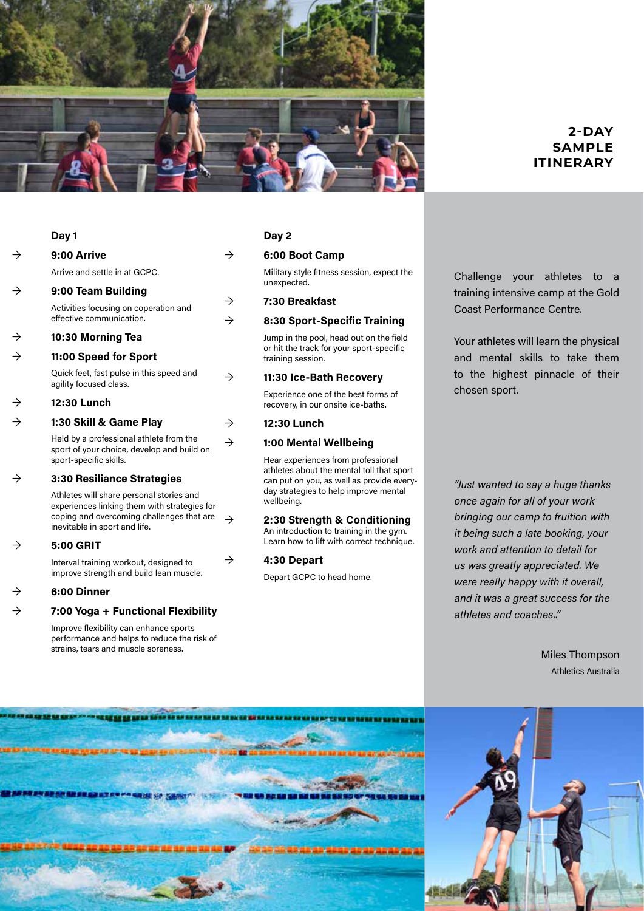## 2-DAY SAMPLE ITINERARY

### Day 1

→ **9:00 Arrive**

Arrive and settle in at GCPC.

→ **9:00 Team Building**

Activities focusing on coperation and effective communication.

→ **10:30 Morning Tea**

→ **11:00 Speed for Sport**

Quick feet, fast pulse in this speed and agility focused class.

→ **12:30 Lunch**

→ **1:30 Skill & Game Play**

Held by a professional athlete from the sport of your choice, develop and build on sport-specific skills.

→ **3:30 Resiliance Strategies**

Athletes will share personal stories and experiences linking them with strategies for coping and overcoming challenges that are inevitable in sport and life.

→ **5:00 GRIT**

Interval training workout, designed to improve strength and build lean muscle.

→ **6:00 Dinner**

→ **7:00 Yoga + Functional Flexibility**

Improve flexibility can enhance sports performance and helps to reduce the risk of strains, tears and muscle soreness.

### Day 2

→ **6:00 Boot Camp**

Military style fitness session, expect the unexpected.

→ **7:30 Breakfast**

→ **8:30 Sport-Specific Training**

Jump in the pool, head out on the field or hit the track for your sport-specific training session.

→ **11:30 Ice-Bath Recovery**

Experience one of the best forms of recovery, in our onsite ice-baths.

→ **12:30 Lunch**

→ **1:00 Mental Wellbeing**

Hear experiences from professional athletes about the mental toll that sport can put on you, as well as provide every-day strategies to help improve mental wellbeing.

→ **2:30 Strength & Conditioning**

An introduction to training in the gym. Learn how to lift with correct technique.

→ **4:30 Depart**

Depart GCPC to head home.

Challenge your athletes to a training intensive camp at the Gold Coast Performance Centre.

Your athletes will learn the physical and mental skills to take them to the highest pinnacle of their chosen sport.

*"Just wanted to say a huge thanks once again for all of your work bringing our camp to fruition with it being such a late booking, your work and attention to detail for us was greatly appreciated. We were really happy with it overall, and it was a great success for the athletes and coaches.."*

Miles Thompson
Athletics Australia